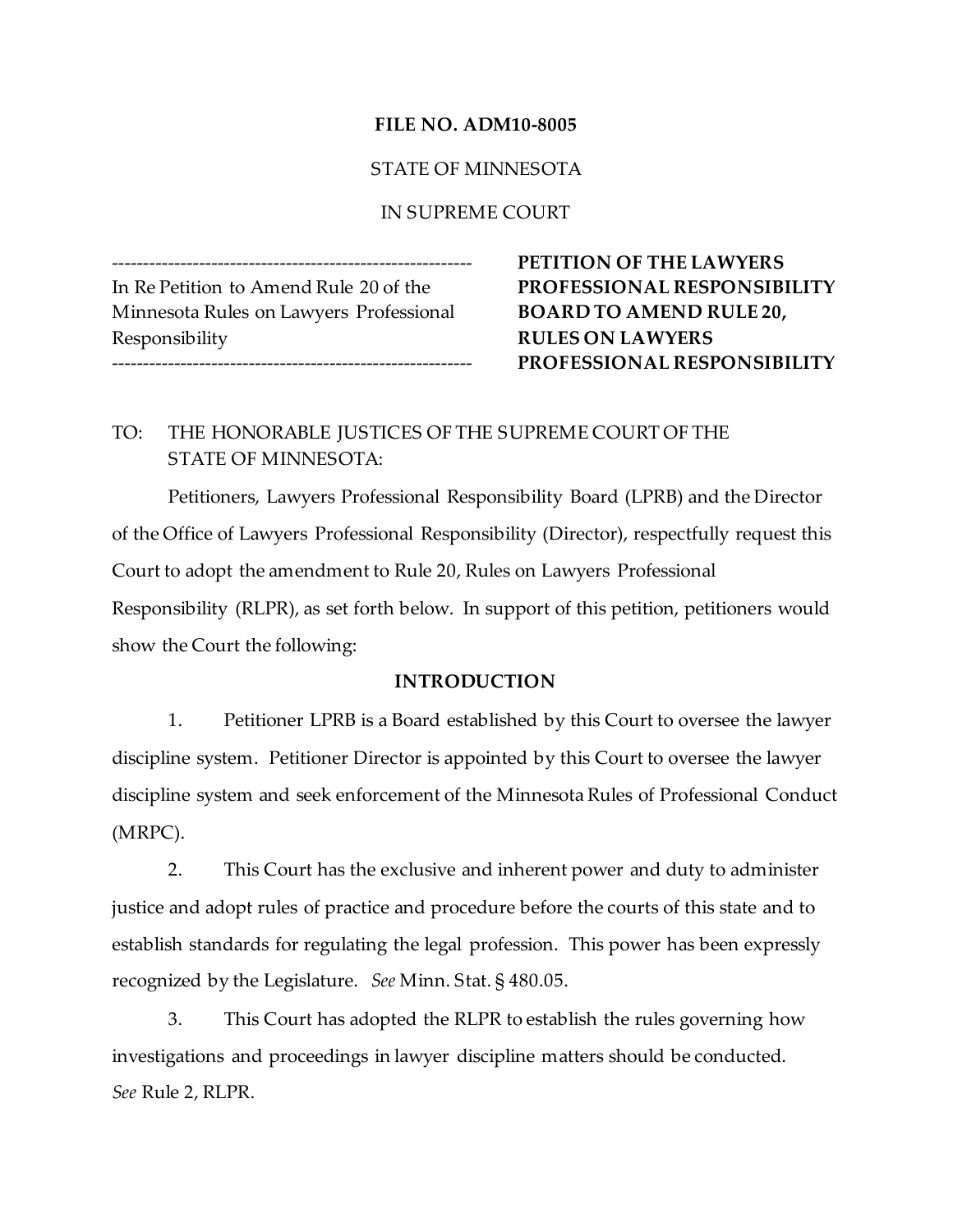**FILE NO. ADM10-8005**

STATE OF MINNESOTA

IN SUPREME COUNT

| In Re Petition to Amend Rule 20 of the Minnesota Rules on Lawyers Professional Responsibility | **PETITION OF THE LAWYERS PROFESSIONAL RESPONSIBILITY BOARD TO AMEND RULE 20, RULES ON LAWYERS PROFESSIONAL RESPONSIBILITY** |
| --- | --- |

TO: THE HONORABLE JUSTICES OF THE SUPREME COURT OF THE STATE OF MINNESOTA:

Petitioners, Lawyers Professional Responsibility Board (LPRB) and the Director of the Office of Lawyers Professional Responsibility (Director), respectfully request this Court to adopt the amendment to Rule 20, Rules on Lawyers Professional Responsibility (RLPR), as set forth below. In support of this petition, petitioners would show the Court the following:

**INTRODUCTION**

1. Petitioner LPRB is a Board established by this Court to oversee the lawyer discipline system. Petitioner Director is appointed by this Court to oversee the lawyer discipline system and seek enforcement of the Minnesota Rules of Professional Conduct (MRPC).

2. This Court has the exclusive and inherent power and duty to administer justice and adopt rules of practice and procedure before the courts of this state and to establish standards for regulating the legal profession. This power has been expressly recognized by the Legislature. *See* Minn. Stat. § 480.05.

3. This Court has adopted the RLPR to establish the rules governing how investigations and proceedings in lawyer discipline matters should be conducted. *See* Rule 2, RLPR.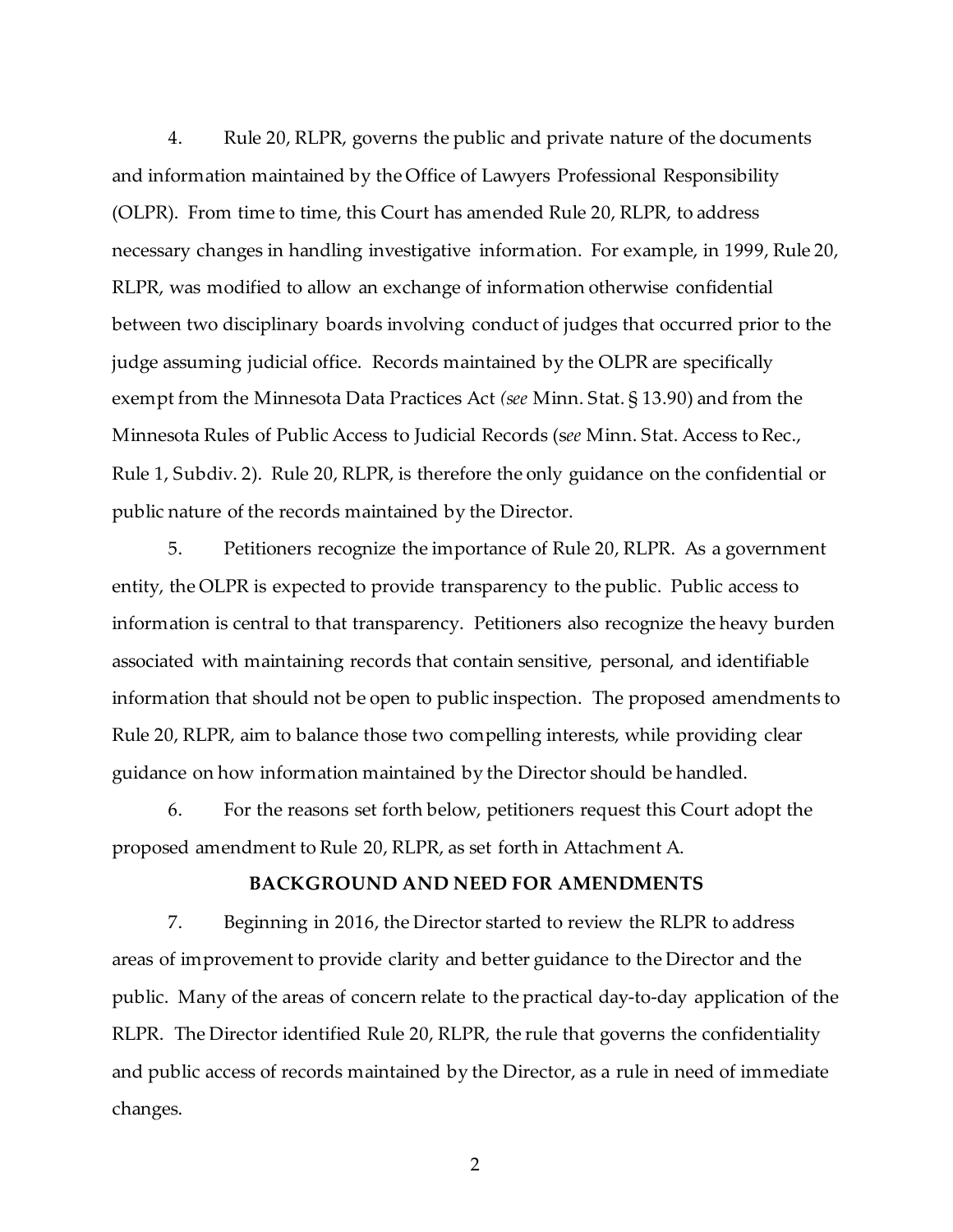4. Rule 20, RLPR, governs the public and private nature of the documents and information maintained by the Office of Lawyers Professional Responsibility (OLPR). From time to time, this Court has amended Rule 20, RLPR, to address necessary changes in handling investigative information. For example, in 1999, Rule 20, RLPR, was modified to allow an exchange of information otherwise confidential between two disciplinary boards involving conduct of judges that occurred prior to the judge assuming judicial office. Records maintained by the OLPR are specifically exempt from the Minnesota Data Practices Act *(see* Minn. Stat. § 13.90) and from the Minnesota Rules of Public Access to Judicial Records (*see* Minn. Stat. Access to Rec., Rule 1, Subdiv. 2). Rule 20, RLPR, is therefore the only guidance on the confidential or public nature of the records maintained by the Director.

5. Petitioners recognize the importance of Rule 20, RLPR. As a government entity, the OLPR is expected to provide transparency to the public. Public access to information is central to that transparency. Petitioners also recognize the heavy burden associated with maintaining records that contain sensitive, personal, and identifiable information that should not be open to public inspection. The proposed amendments to Rule 20, RLPR, aim to balance those two compelling interests, while providing clear guidance on how information maintained by the Director should be handled.

6. For the reasons set forth below, petitioners request this Court adopt the proposed amendment to Rule 20, RLPR, as set forth in Attachment A.

**BACKGROUND AND NEED FOR AMENDMENTS**

7. Beginning in 2016, the Director started to review the RLPR to address areas of improvement to provide clarity and better guidance to the Director and the public. Many of the areas of concern relate to the practical day-to-day application of the RLPR. The Director identified Rule 20, RLPR, the rule that governs the confidentiality and public access of records maintained by the Director, as a rule in need of immediate changes.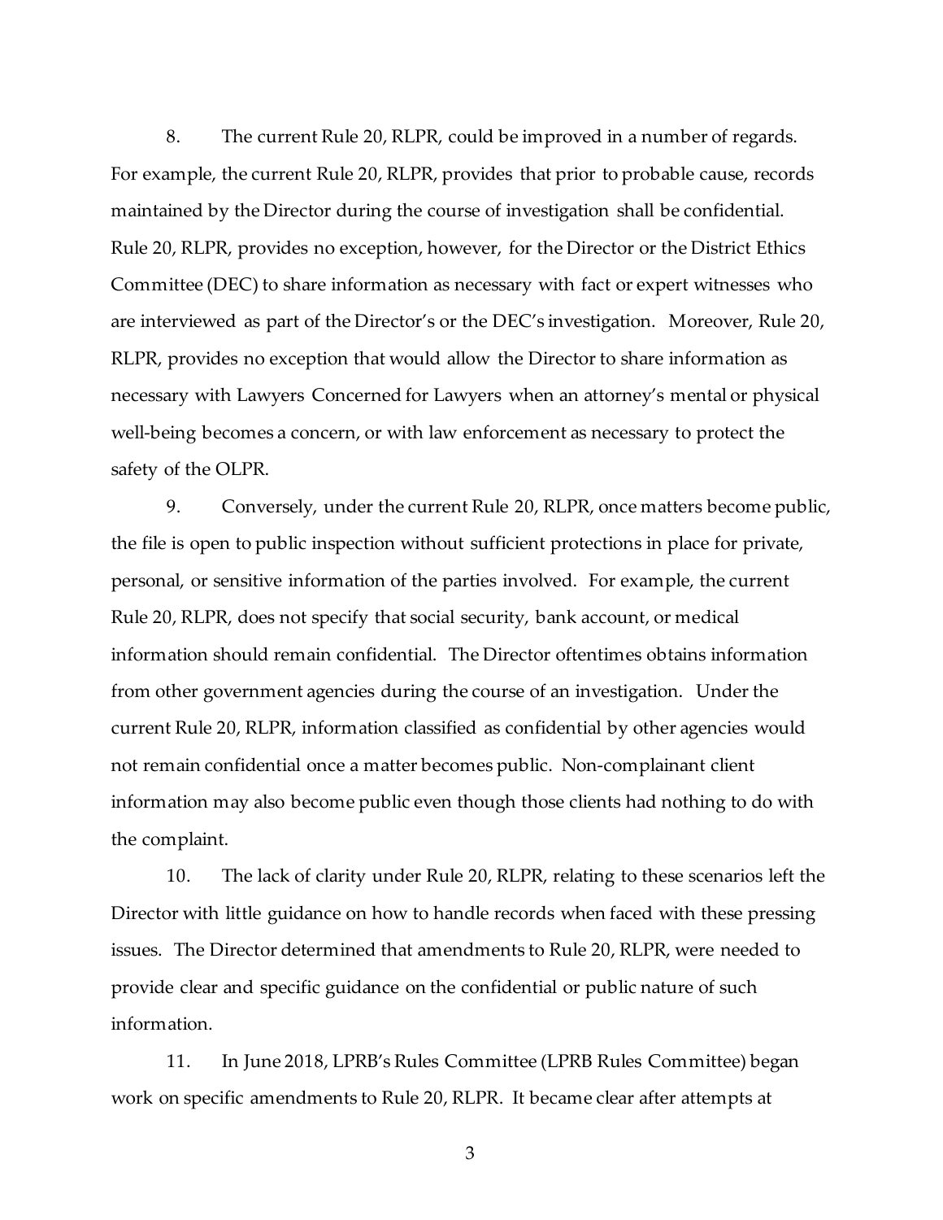8. The current Rule 20, RLPR, could be improved in a number of regards. For example, the current Rule 20, RLPR, provides that prior to probable cause, records maintained by the Director during the course of investigation shall be confidential. Rule 20, RLPR, provides no exception, however, for the Director or the District Ethics Committee (DEC) to share information as necessary with fact or expert witnesses who are interviewed as part of the Director's or the DEC's investigation. Moreover, Rule 20, RLPR, provides no exception that would allow the Director to share information as necessary with Lawyers Concerned for Lawyers when an attorney's mental or physical well-being becomes a concern, or with law enforcement as necessary to protect the safety of the OLPR.

9. Conversely, under the current Rule 20, RLPR, once matters become public, the file is open to public inspection without sufficient protections in place for private, personal, or sensitive information of the parties involved. For example, the current Rule 20, RLPR, does not specify that social security, bank account, or medical information should remain confidential. The Director oftentimes obtains information from other government agencies during the course of an investigation. Under the current Rule 20, RLPR, information classified as confidential by other agencies would not remain confidential once a matter becomes public. Non-complainant client information may also become public even though those clients had nothing to do with the complaint.

10. The lack of clarity under Rule 20, RLPR, relating to these scenarios left the Director with little guidance on how to handle records when faced with these pressing issues. The Director determined that amendments to Rule 20, RLPR, were needed to provide clear and specific guidance on the confidential or public nature of such information.

11. In June 2018, LPRB's Rules Committee (LPRB Rules Committee) began work on specific amendments to Rule 20, RLPR. It became clear after attempts at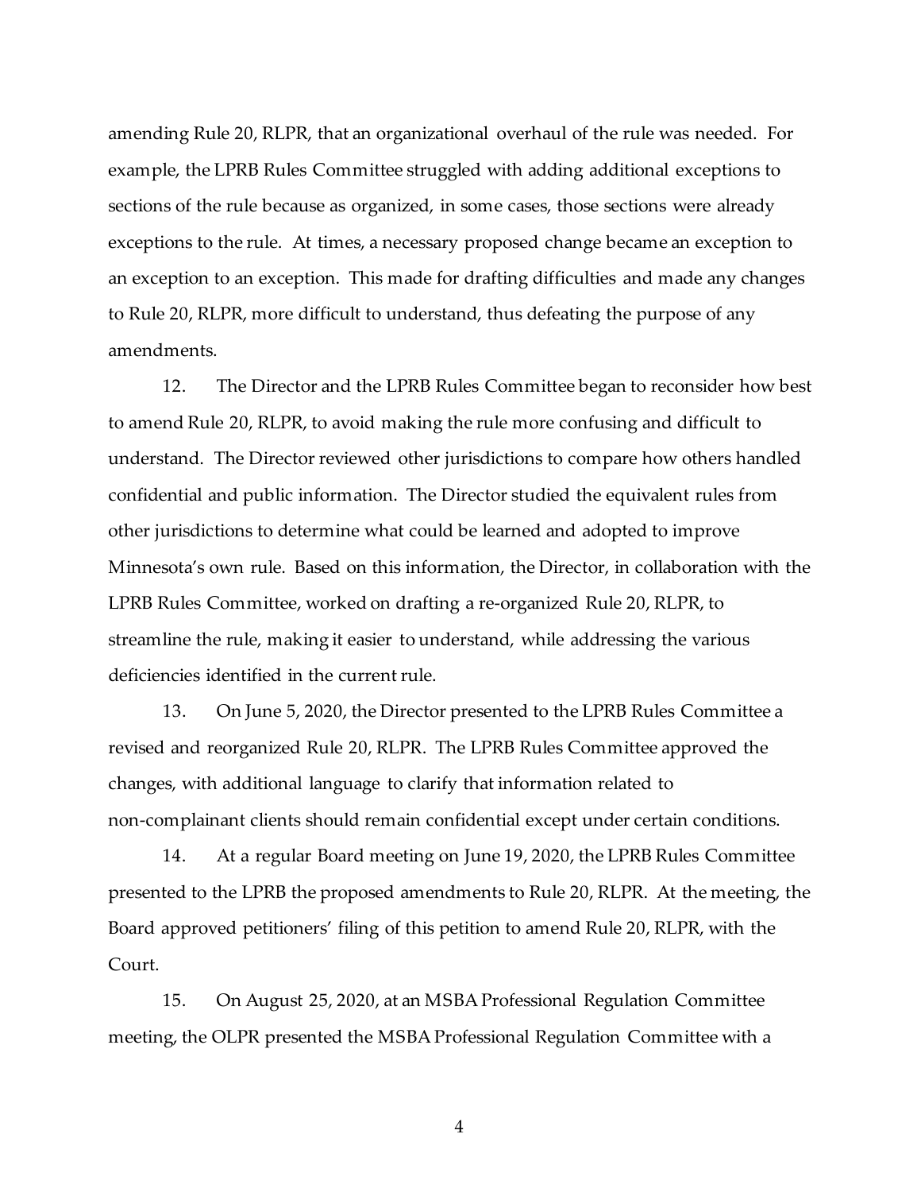amending Rule 20, RLPR, that an organizational overhaul of the rule was needed. For example, the LPRB Rules Committee struggled with adding additional exceptions to sections of the rule because as organized, in some cases, those sections were already exceptions to the rule. At times, a necessary proposed change became an exception to an exception to an exception. This made for drafting difficulties and made any changes to Rule 20, RLPR, more difficult to understand, thus defeating the purpose of any amendments.

12. The Director and the LPRB Rules Committee began to reconsider how best to amend Rule 20, RLPR, to avoid making the rule more confusing and difficult to understand. The Director reviewed other jurisdictions to compare how others handled confidential and public information. The Director studied the equivalent rules from other jurisdictions to determine what could be learned and adopted to improve Minnesota's own rule. Based on this information, the Director, in collaboration with the LPRB Rules Committee, worked on drafting a re-organized Rule 20, RLPR, to streamline the rule, making it easier to understand, while addressing the various deficiencies identified in the current rule.

13. On June 5, 2020, the Director presented to the LPRB Rules Committee a revised and reorganized Rule 20, RLPR. The LPRB Rules Committee approved the changes, with additional language to clarify that information related to non-complainant clients should remain confidential except under certain conditions.

14. At a regular Board meeting on June 19, 2020, the LPRB Rules Committee presented to the LPRB the proposed amendments to Rule 20, RLPR. At the meeting, the Board approved petitioners' filing of this petition to amend Rule 20, RLPR, with the Court.

15. On August 25, 2020, at an MSBA Professional Regulation Committee meeting, the OLPR presented the MSBA Professional Regulation Committee with a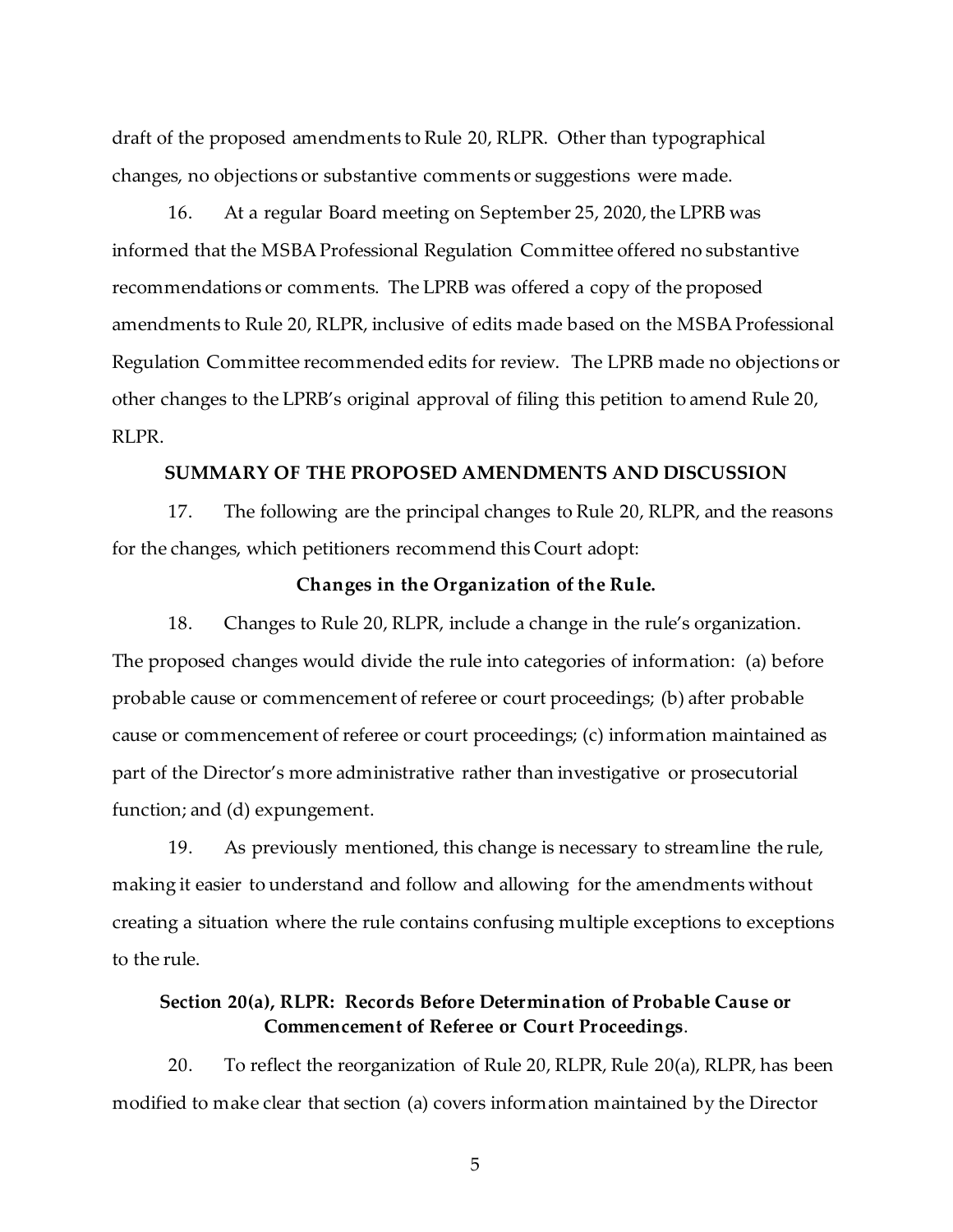draft of the proposed amendments to Rule 20, RLPR. Other than typographical changes, no objections or substantive comments or suggestions were made.

16. At a regular Board meeting on September 25, 2020, the LPRB was informed that the MSBA Professional Regulation Committee offered no substantive recommendations or comments. The LPRB was offered a copy of the proposed amendments to Rule 20, RLPR, inclusive of edits made based on the MSBA Professional Regulation Committee recommended edits for review. The LPRB made no objections or other changes to the LPRB's original approval of filing this petition to amend Rule 20, RLPR.

## SUMMARY OF THE PROPOSED AMENDMENTS AND DISCUSSION

17. The following are the principal changes to Rule 20, RLPR, and the reasons for the changes, which petitioners recommend this Court adopt:

### Changes in the Organization of the Rule.

18. Changes to Rule 20, RLPR, include a change in the rule's organization. The proposed changes would divide the rule into categories of information: (a) before probable cause or commencement of referee or court proceedings; (b) after probable cause or commencement of referee or court proceedings; (c) information maintained as part of the Director's more administrative rather than investigative or prosecutorial function; and (d) expungement.

19. As previously mentioned, this change is necessary to streamline the rule, making it easier to understand and follow and allowing for the amendments without creating a situation where the rule contains confusing multiple exceptions to exceptions to the rule.

### Section 20(a), RLPR: Records Before Determination of Probable Cause or Commencement of Referee or Court Proceedings.

20. To reflect the reorganization of Rule 20, RLPR, Rule 20(a), RLPR, has been modified to make clear that section (a) covers information maintained by the Director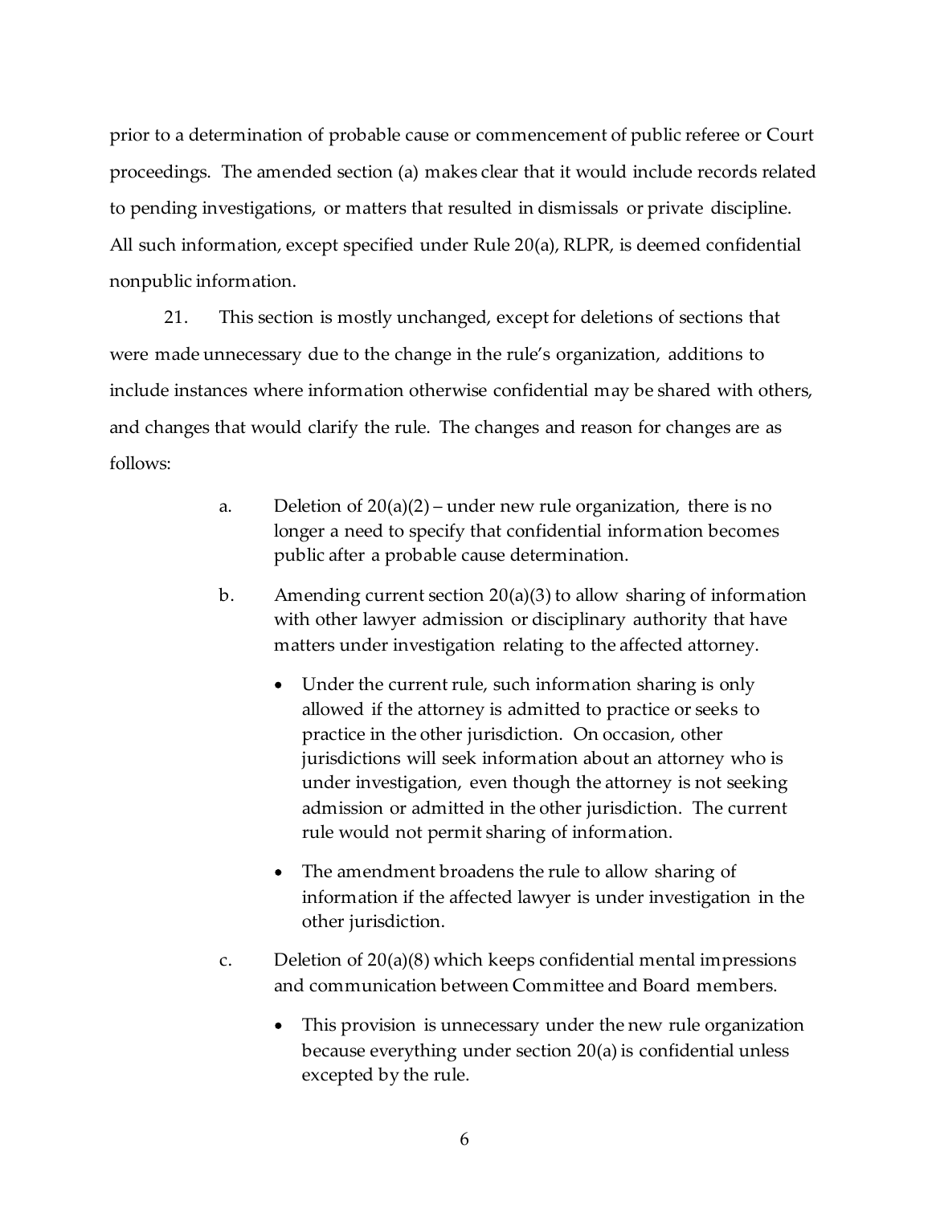prior to a determination of probable cause or commencement of public referee or Court proceedings. The amended section (a) makes clear that it would include records related to pending investigations, or matters that resulted in dismissals or private discipline. All such information, except specified under Rule 20(a), RLPR, is deemed confidential nonpublic information.

21. This section is mostly unchanged, except for deletions of sections that were made unnecessary due to the change in the rule's organization, additions to include instances where information otherwise confidential may be shared with others, and changes that would clarify the rule. The changes and reason for changes are as follows:

a. Deletion of 20(a)(2) – under new rule organization, there is no longer a need to specify that confidential information becomes public after a probable cause determination.

b. Amending current section 20(a)(3) to allow sharing of information with other lawyer admission or disciplinary authority that have matters under investigation relating to the affected attorney.

   - Under the current rule, such information sharing is only allowed if the attorney is admitted to practice or seeks to practice in the other jurisdiction. On occasion, other jurisdictions will seek information about an attorney who is under investigation, even though the attorney is not seeking admission or admitted in the other jurisdiction. The current rule would not permit sharing of information.

   - The amendment broadens the rule to allow sharing of information if the affected lawyer is under investigation in the other jurisdiction.

c. Deletion of 20(a)(8) which keeps confidential mental impressions and communication between Committee and Board members.

   - This provision is unnecessary under the new rule organization because everything under section 20(a) is confidential unless excepted by the rule.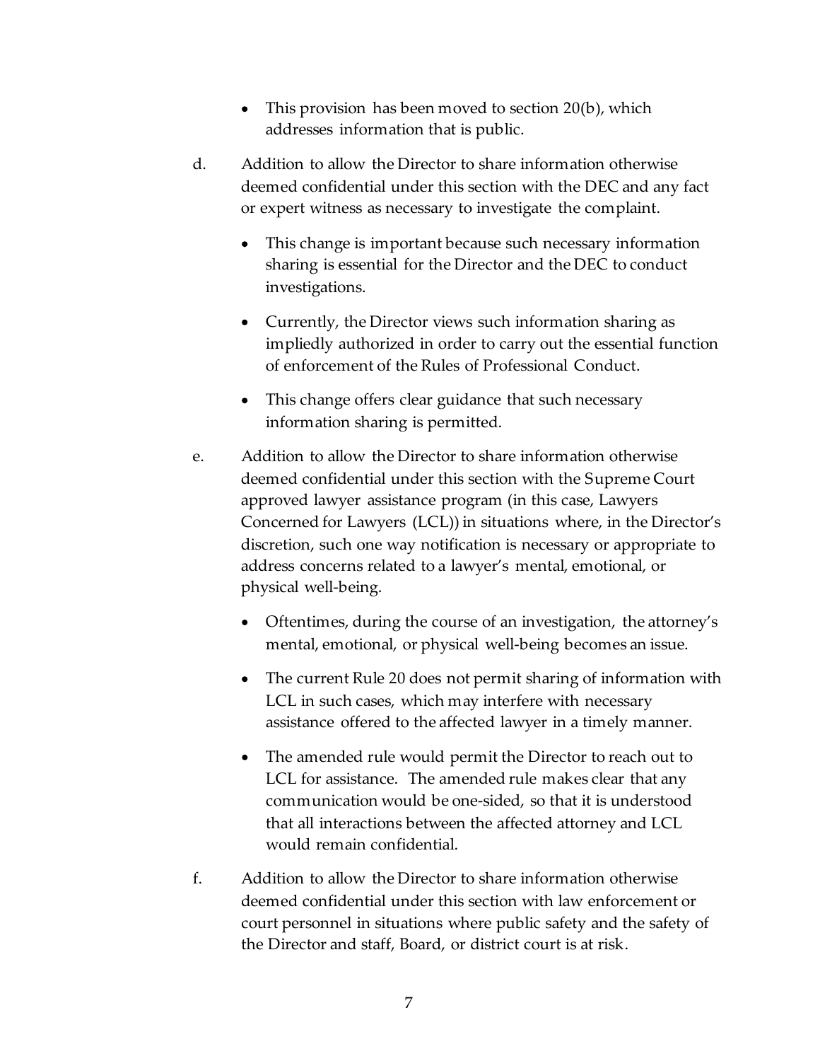- This provision has been moved to section 20(b), which addresses information that is public.

d. Addition to allow the Director to share information otherwise deemed confidential under this section with the DEC and any fact or expert witness as necessary to investigate the complaint.

  - This change is important because such necessary information sharing is essential for the Director and the DEC to conduct investigations.
  - Currently, the Director views such information sharing as impliedly authorized in order to carry out the essential function of enforcement of the Rules of Professional Conduct.
  - This change offers clear guidance that such necessary information sharing is permitted.

e. Addition to allow the Director to share information otherwise deemed confidential under this section with the Supreme Court approved lawyer assistance program (in this case, Lawyers Concerned for Lawyers (LCL)) in situations where, in the Director's discretion, such one way notification is necessary or appropriate to address concerns related to a lawyer's mental, emotional, or physical well-being.

  - Oftentimes, during the course of an investigation, the attorney's mental, emotional, or physical well-being becomes an issue.
  - The current Rule 20 does not permit sharing of information with LCL in such cases, which may interfere with necessary assistance offered to the affected lawyer in a timely manner.
  - The amended rule would permit the Director to reach out to LCL for assistance. The amended rule makes clear that any communication would be one-sided, so that it is understood that all interactions between the affected attorney and LCL would remain confidential.

f. Addition to allow the Director to share information otherwise deemed confidential under this section with law enforcement or court personnel in situations where public safety and the safety of the Director and staff, Board, or district court is at risk.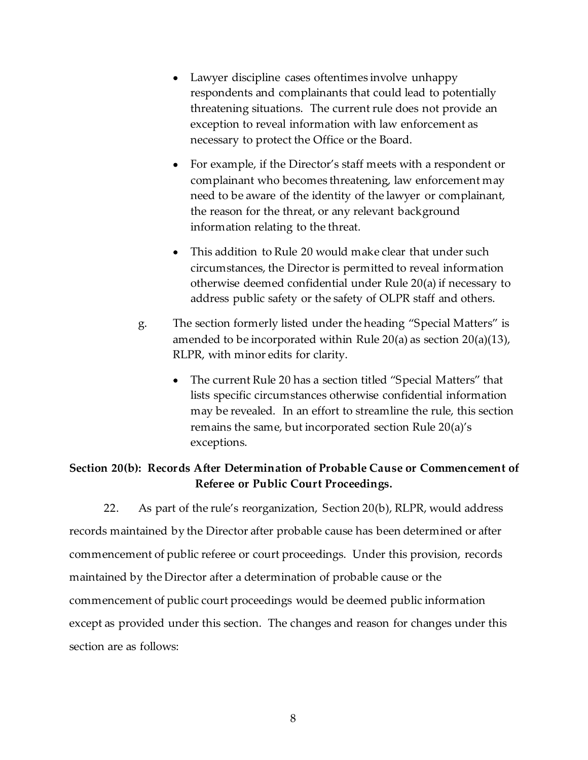- Lawyer discipline cases oftentimes involve unhappy respondents and complainants that could lead to potentially threatening situations. The current rule does not provide an exception to reveal information with law enforcement as necessary to protect the Office or the Board.

- For example, if the Director's staff meets with a respondent or complainant who becomes threatening, law enforcement may need to be aware of the identity of the lawyer or complainant, the reason for the threat, or any relevant background information relating to the threat.

- This addition to Rule 20 would make clear that under such circumstances, the Director is permitted to reveal information otherwise deemed confidential under Rule 20(a) if necessary to address public safety or the safety of OLPR staff and others.

g. The section formerly listed under the heading "Special Matters" is amended to be incorporated within Rule 20(a) as section 20(a)(13), RLPR, with minor edits for clarity.

- The current Rule 20 has a section titled "Special Matters" that lists specific circumstances otherwise confidential information may be revealed. In an effort to streamline the rule, this section remains the same, but incorporated section Rule 20(a)'s exceptions.

**Section 20(b): Records After Determination of Probable Cause or Commencement of Referee or Public Court Proceedings.**

22. As part of the rule's reorganization, Section 20(b), RLPR, would address records maintained by the Director after probable cause has been determined or after commencement of public referee or court proceedings. Under this provision, records maintained by the Director after a determination of probable cause or the commencement of public court proceedings would be deemed public information except as provided under this section. The changes and reason for changes under this section are as follows: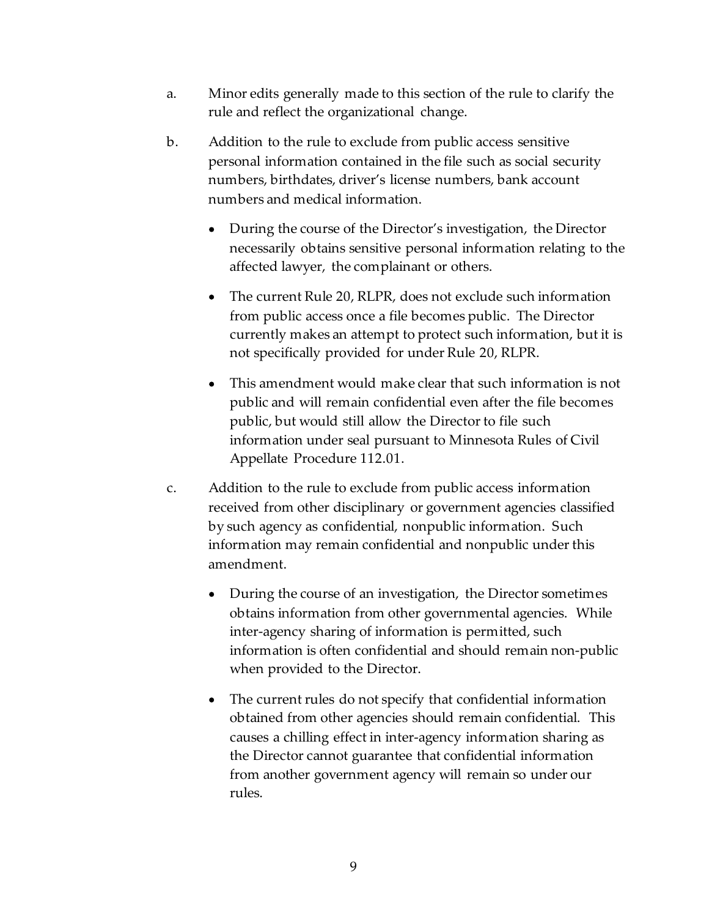a. Minor edits generally made to this section of the rule to clarify the rule and reflect the organizational change.

b. Addition to the rule to exclude from public access sensitive personal information contained in the file such as social security numbers, birthdates, driver's license numbers, bank account numbers and medical information.

   - During the course of the Director's investigation, the Director necessarily obtains sensitive personal information relating to the affected lawyer, the complainant or others.

   - The current Rule 20, RLPR, does not exclude such information from public access once a file becomes public. The Director currently makes an attempt to protect such information, but it is not specifically provided for under Rule 20, RLPR.

   - This amendment would make clear that such information is not public and will remain confidential even after the file becomes public, but would still allow the Director to file such information under seal pursuant to Minnesota Rules of Civil Appellate Procedure 112.01.

c. Addition to the rule to exclude from public access information received from other disciplinary or government agencies classified by such agency as confidential, nonpublic information. Such information may remain confidential and nonpublic under this amendment.

   - During the course of an investigation, the Director sometimes obtains information from other governmental agencies. While inter-agency sharing of information is permitted, such information is often confidential and should remain non-public when provided to the Director.

   - The current rules do not specify that confidential information obtained from other agencies should remain confidential. This causes a chilling effect in inter-agency information sharing as the Director cannot guarantee that confidential information from another government agency will remain so under our rules.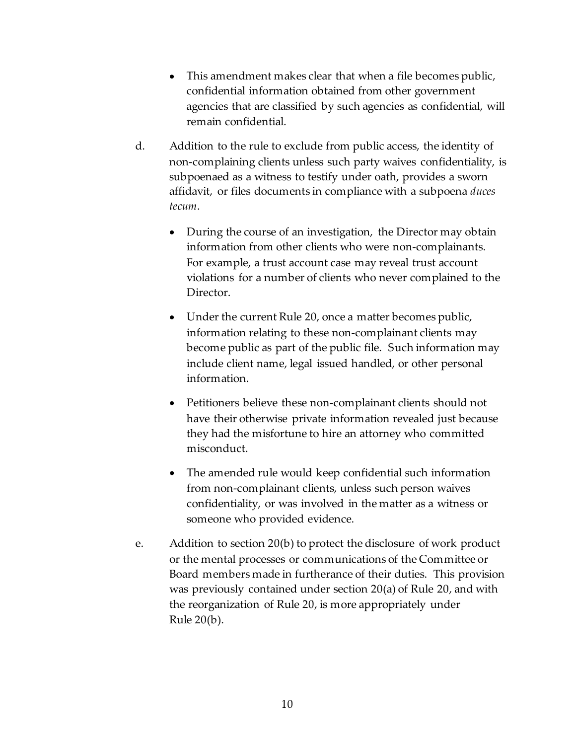- This amendment makes clear that when a file becomes public, confidential information obtained from other government agencies that are classified by such agencies as confidential, will remain confidential.

d. Addition to the rule to exclude from public access, the identity of non-complaining clients unless such party waives confidentiality, is subpoenaed as a witness to testify under oath, provides a sworn affidavit, or files documents in compliance with a subpoena *duces tecum*.

  - During the course of an investigation, the Director may obtain information from other clients who were non-complainants. For example, a trust account case may reveal trust account violations for a number of clients who never complained to the Director.

  - Under the current Rule 20, once a matter becomes public, information relating to these non-complainant clients may become public as part of the public file. Such information may include client name, legal issued handled, or other personal information.

  - Petitioners believe these non-complainant clients should not have their otherwise private information revealed just because they had the misfortune to hire an attorney who committed misconduct.

  - The amended rule would keep confidential such information from non-complainant clients, unless such person waives confidentiality, or was involved in the matter as a witness or someone who provided evidence.

e. Addition to section 20(b) to protect the disclosure of work product or the mental processes or communications of the Committee or Board members made in furtherance of their duties. This provision was previously contained under section 20(a) of Rule 20, and with the reorganization of Rule 20, is more appropriately under Rule 20(b).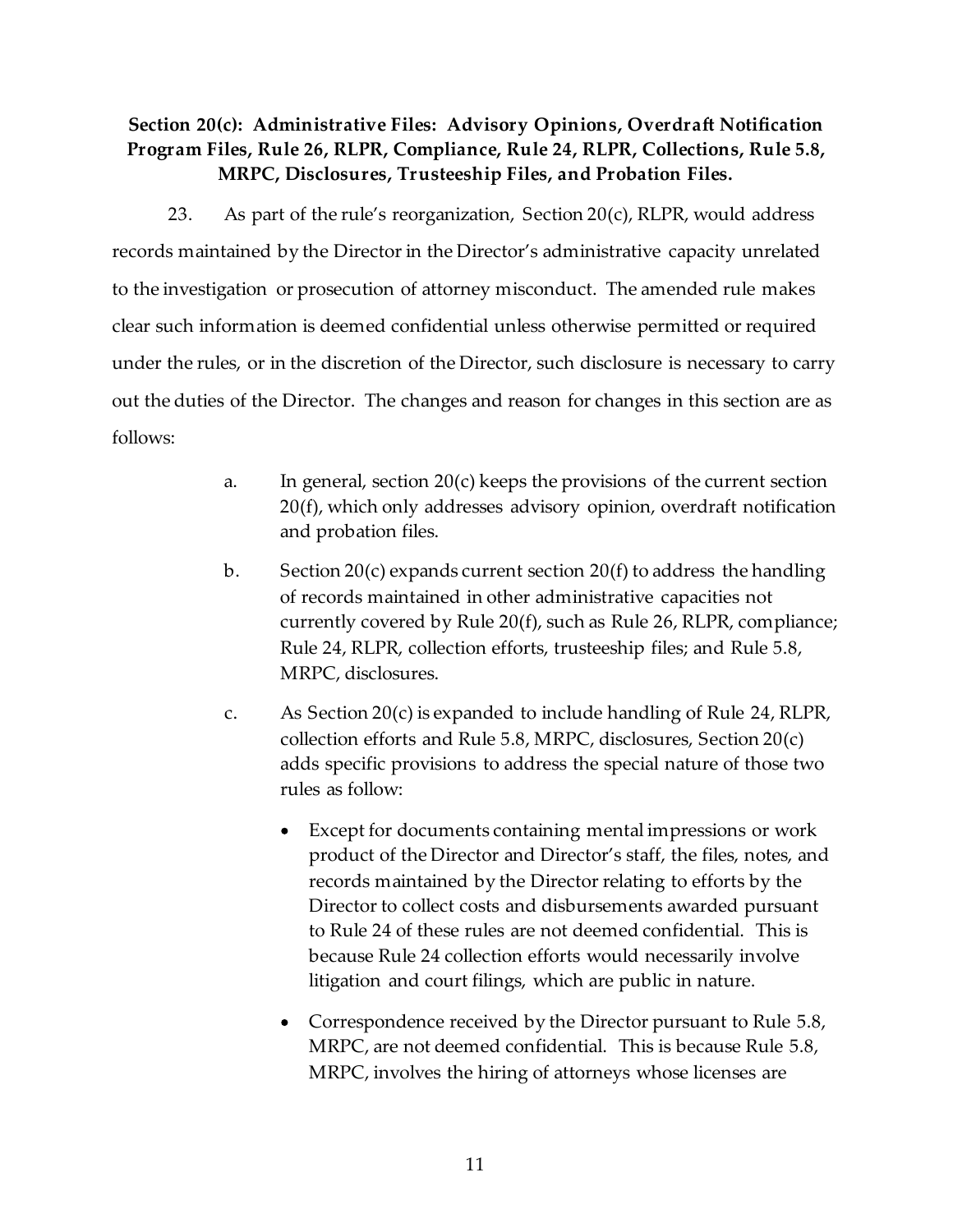**Section 20(c): Administrative Files: Advisory Opinions, Overdraft Notification Program Files, Rule 26, RLPR, Compliance, Rule 24, RLPR, Collections, Rule 5.8, MRPC, Disclosures, Trusteeship Files, and Probation Files.**

23. As part of the rule's reorganization, Section 20(c), RLPR, would address records maintained by the Director in the Director's administrative capacity unrelated to the investigation or prosecution of attorney misconduct. The amended rule makes clear such information is deemed confidential unless otherwise permitted or required under the rules, or in the discretion of the Director, such disclosure is necessary to carry out the duties of the Director. The changes and reason for changes in this section are as follows:

a. In general, section 20(c) keeps the provisions of the current section 20(f), which only addresses advisory opinion, overdraft notification and probation files.

b. Section 20(c) expands current section 20(f) to address the handling of records maintained in other administrative capacities not currently covered by Rule 20(f), such as Rule 26, RLPR, compliance; Rule 24, RLPR, collection efforts, trusteeship files; and Rule 5.8, MRPC, disclosures.

c. As Section 20(c) is expanded to include handling of Rule 24, RLPR, collection efforts and Rule 5.8, MRPC, disclosures, Section 20(c) adds specific provisions to address the special nature of those two rules as follow:

- Except for documents containing mental impressions or work product of the Director and Director's staff, the files, notes, and records maintained by the Director relating to efforts by the Director to collect costs and disbursements awarded pursuant to Rule 24 of these rules are not deemed confidential. This is because Rule 24 collection efforts would necessarily involve litigation and court filings, which are public in nature.
- Correspondence received by the Director pursuant to Rule 5.8, MRPC, are not deemed confidential. This is because Rule 5.8, MRPC, involves the hiring of attorneys whose licenses are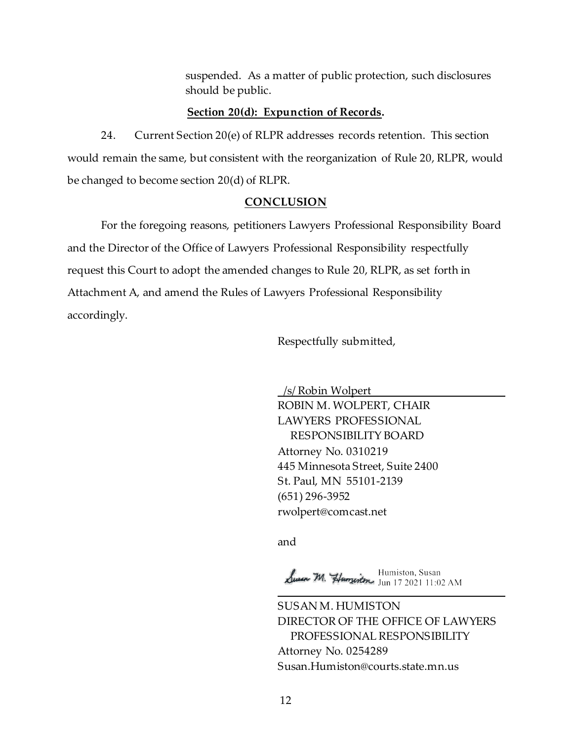suspended. As a matter of public protection, such disclosures should be public.

**Section 20(d): Expunction of Records.**

24. Current Section 20(e) of RLPR addresses records retention. This section would remain the same, but consistent with the reorganization of Rule 20, RLPR, would be changed to become section 20(d) of RLPR.

**CONCLUSION**

For the foregoing reasons, petitioners Lawyers Professional Responsibility Board and the Director of the Office of Lawyers Professional Responsibility respectfully request this Court to adopt the amended changes to Rule 20, RLPR, as set forth in Attachment A, and amend the Rules of Lawyers Professional Responsibility accordingly.

Respectfully submitted,

/s/ Robin Wolpert

ROBIN M. WOLPERT, CHAIR
LAWYERS PROFESSIONAL RESPONSIBILITY BOARD
Attorney No. 0310219
445 Minnesota Street, Suite 2400
St. Paul, MN 55101-2139
(651) 296-3952
rwolpert@comcast.net

and

Susan M. Humiston — Humiston, Susan Jun 17 2021 11:02 AM

SUSAN M. HUMISTON
DIRECTOR OF THE OFFICE OF LAWYERS PROFESSIONAL RESPONSIBILITY
Attorney No. 0254289
Susan.Humiston@courts.state.mn.us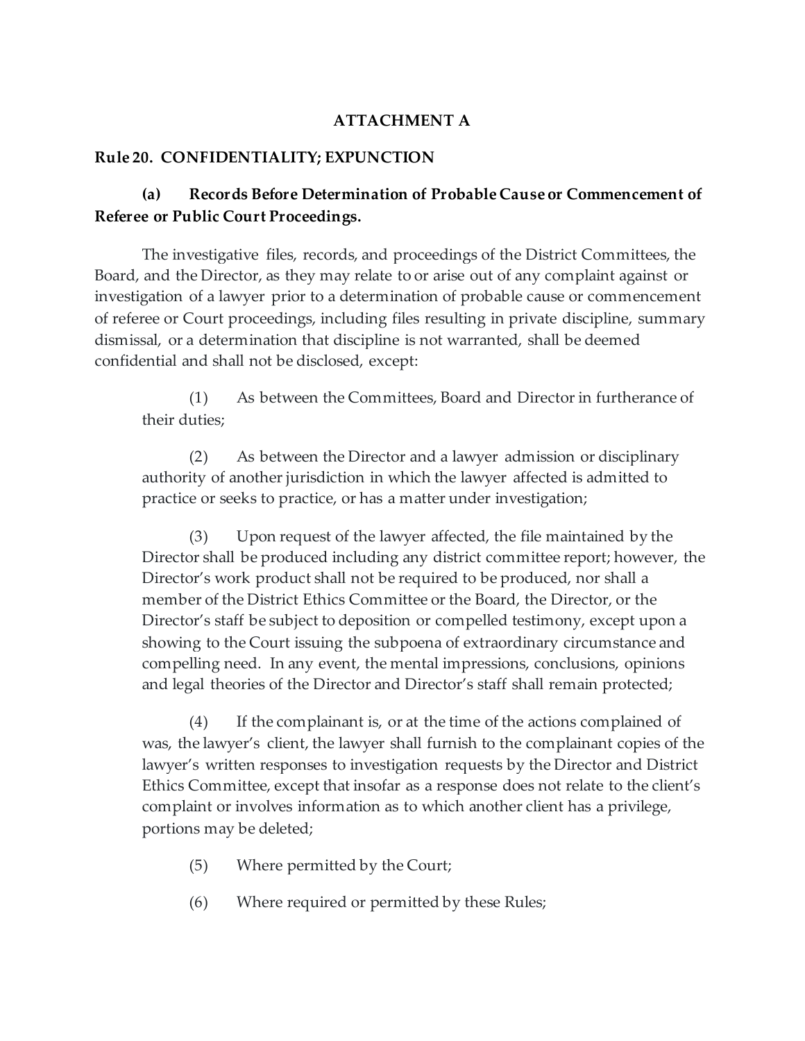**ATTACHMENT A**

**Rule 20. CONFIDENTIALITY; EXPUNCTION**

**(a) Records Before Determination of Probable Cause or Commencement of Referee or Public Court Proceedings.**

The investigative files, records, and proceedings of the District Committees, the Board, and the Director, as they may relate to or arise out of any complaint against or investigation of a lawyer prior to a determination of probable cause or commencement of referee or Court proceedings, including files resulting in private discipline, summary dismissal, or a determination that discipline is not warranted, shall be deemed confidential and shall not be disclosed, except:

(1) As between the Committees, Board and Director in furtherance of their duties;

(2) As between the Director and a lawyer admission or disciplinary authority of another jurisdiction in which the lawyer affected is admitted to practice or seeks to practice, or has a matter under investigation;

(3) Upon request of the lawyer affected, the file maintained by the Director shall be produced including any district committee report; however, the Director's work product shall not be required to be produced, nor shall a member of the District Ethics Committee or the Board, the Director, or the Director's staff be subject to deposition or compelled testimony, except upon a showing to the Court issuing the subpoena of extraordinary circumstance and compelling need. In any event, the mental impressions, conclusions, opinions and legal theories of the Director and Director's staff shall remain protected;

(4) If the complainant is, or at the time of the actions complained of was, the lawyer's client, the lawyer shall furnish to the complainant copies of the lawyer's written responses to investigation requests by the Director and District Ethics Committee, except that insofar as a response does not relate to the client's complaint or involves information as to which another client has a privilege, portions may be deleted;

(5) Where permitted by the Court;

(6) Where required or permitted by these Rules;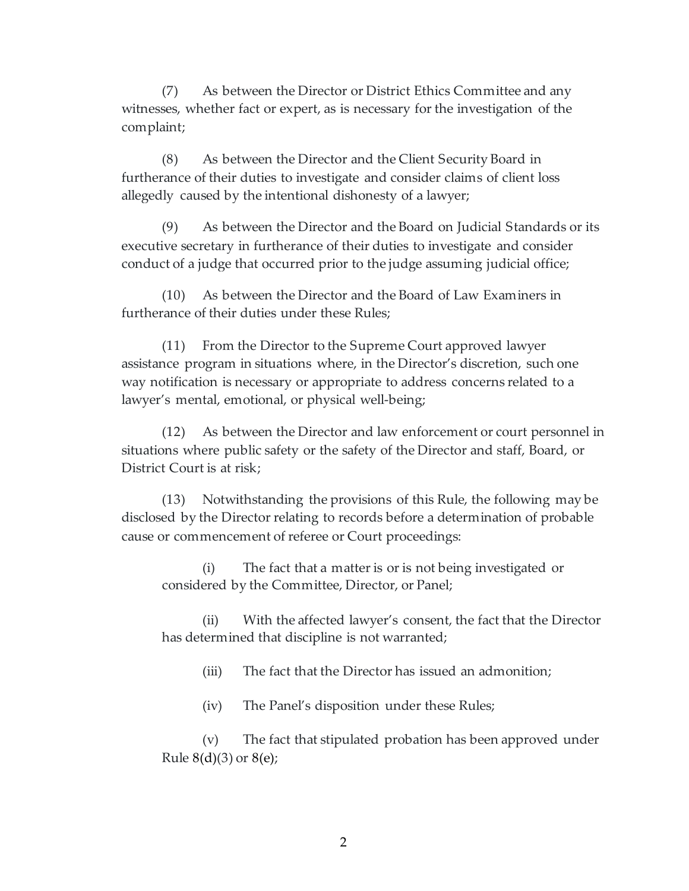(7) As between the Director or District Ethics Committee and any witnesses, whether fact or expert, as is necessary for the investigation of the complaint;

(8) As between the Director and the Client Security Board in furtherance of their duties to investigate and consider claims of client loss allegedly caused by the intentional dishonesty of a lawyer;

(9) As between the Director and the Board on Judicial Standards or its executive secretary in furtherance of their duties to investigate and consider conduct of a judge that occurred prior to the judge assuming judicial office;

(10) As between the Director and the Board of Law Examiners in furtherance of their duties under these Rules;

(11) From the Director to the Supreme Court approved lawyer assistance program in situations where, in the Director's discretion, such one way notification is necessary or appropriate to address concerns related to a lawyer's mental, emotional, or physical well-being;

(12) As between the Director and law enforcement or court personnel in situations where public safety or the safety of the Director and staff, Board, or District Court is at risk;

(13) Notwithstanding the provisions of this Rule, the following may be disclosed by the Director relating to records before a determination of probable cause or commencement of referee or Court proceedings:

> (i) The fact that a matter is or is not being investigated or considered by the Committee, Director, or Panel;
>
> (ii) With the affected lawyer's consent, the fact that the Director has determined that discipline is not warranted;
>
> (iii) The fact that the Director has issued an admonition;
>
> (iv) The Panel's disposition under these Rules;
>
> (v) The fact that stipulated probation has been approved under Rule 8(d)(3) or 8(e);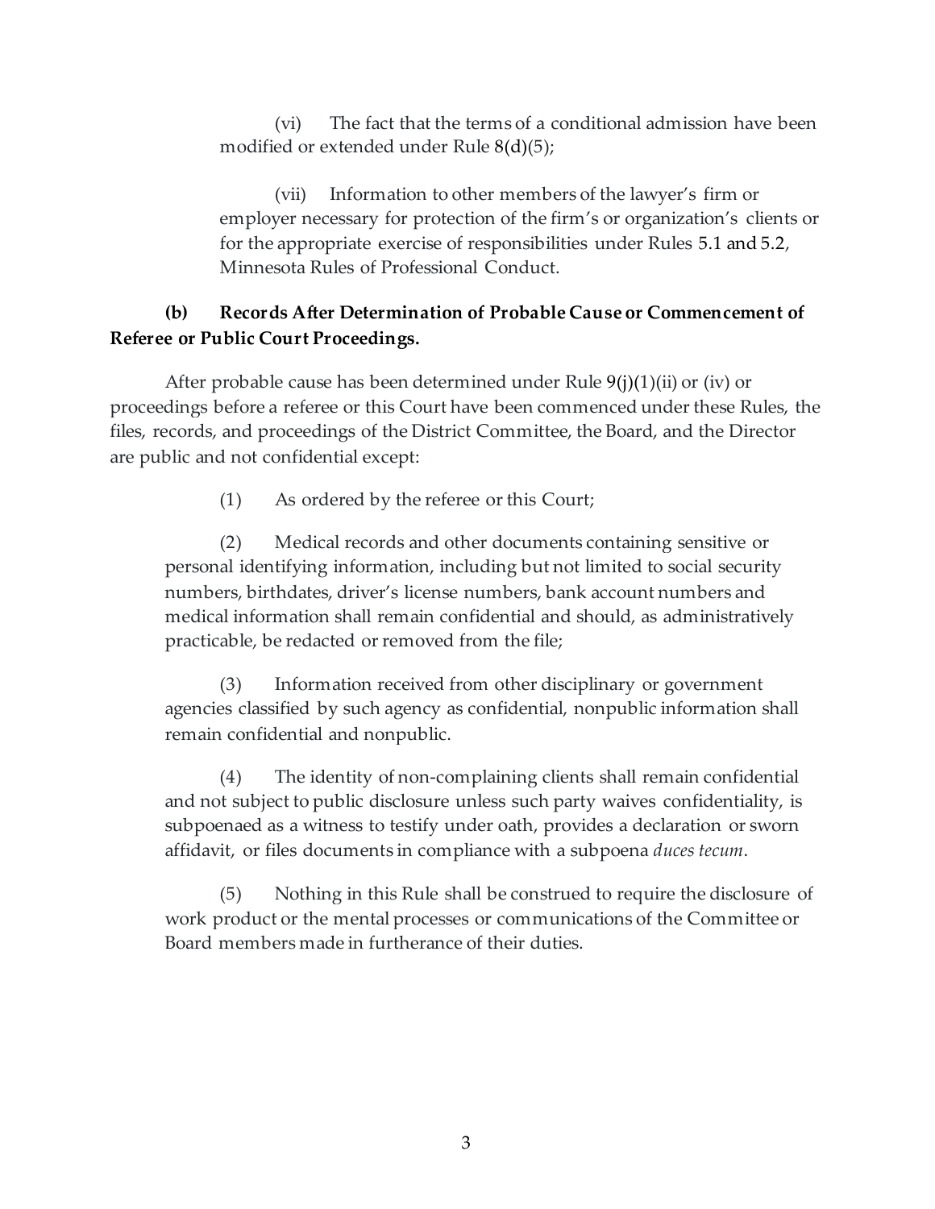(vi) The fact that the terms of a conditional admission have been modified or extended under Rule 8(d)(5);

(vii) Information to other members of the lawyer's firm or employer necessary for protection of the firm's or organization's clients or for the appropriate exercise of responsibilities under Rules 5.1 and 5.2, Minnesota Rules of Professional Conduct.

**(b) Records After Determination of Probable Cause or Commencement of Referee or Public Court Proceedings.**

After probable cause has been determined under Rule 9(j)(1)(ii) or (iv) or proceedings before a referee or this Court have been commenced under these Rules, the files, records, and proceedings of the District Committee, the Board, and the Director are public and not confidential except:

(1) As ordered by the referee or this Court;

(2) Medical records and other documents containing sensitive or personal identifying information, including but not limited to social security numbers, birthdates, driver's license numbers, bank account numbers and medical information shall remain confidential and should, as administratively practicable, be redacted or removed from the file;

(3) Information received from other disciplinary or government agencies classified by such agency as confidential, nonpublic information shall remain confidential and nonpublic.

(4) The identity of non-complaining clients shall remain confidential and not subject to public disclosure unless such party waives confidentiality, is subpoenaed as a witness to testify under oath, provides a declaration or sworn affidavit, or files documents in compliance with a subpoena *duces tecum*.

(5) Nothing in this Rule shall be construed to require the disclosure of work product or the mental processes or communications of the Committee or Board members made in furtherance of their duties.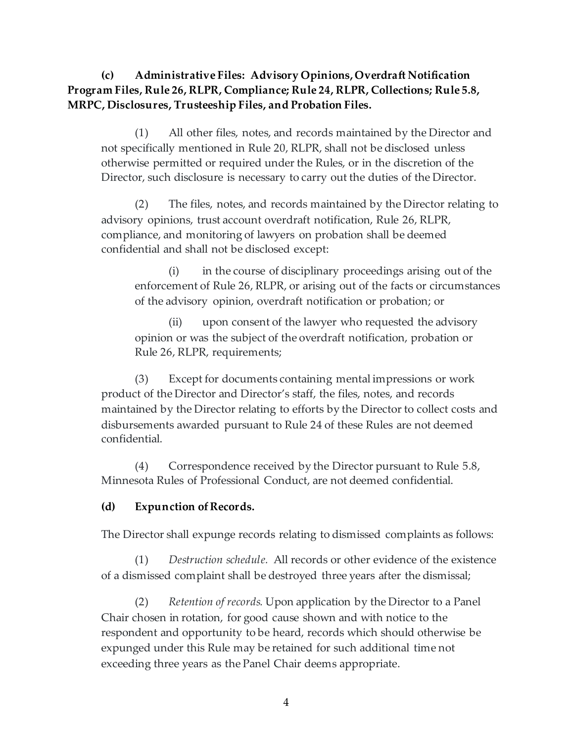**(c) Administrative Files: Advisory Opinions, Overdraft Notification Program Files, Rule 26, RLPR, Compliance; Rule 24, RLPR, Collections; Rule 5.8, MRPC, Disclosures, Trusteeship Files, and Probation Files.**

(1) All other files, notes, and records maintained by the Director and not specifically mentioned in Rule 20, RLPR, shall not be disclosed unless otherwise permitted or required under the Rules, or in the discretion of the Director, such disclosure is necessary to carry out the duties of the Director.

(2) The files, notes, and records maintained by the Director relating to advisory opinions, trust account overdraft notification, Rule 26, RLPR, compliance, and monitoring of lawyers on probation shall be deemed confidential and shall not be disclosed except:

(i) in the course of disciplinary proceedings arising out of the enforcement of Rule 26, RLPR, or arising out of the facts or circumstances of the advisory opinion, overdraft notification or probation; or

(ii) upon consent of the lawyer who requested the advisory opinion or was the subject of the overdraft notification, probation or Rule 26, RLPR, requirements;

(3) Except for documents containing mental impressions or work product of the Director and Director's staff, the files, notes, and records maintained by the Director relating to efforts by the Director to collect costs and disbursements awarded pursuant to Rule 24 of these Rules are not deemed confidential.

(4) Correspondence received by the Director pursuant to Rule 5.8, Minnesota Rules of Professional Conduct, are not deemed confidential.

**(d) Expunction of Records.**

The Director shall expunge records relating to dismissed complaints as follows:

(1) *Destruction schedule.* All records or other evidence of the existence of a dismissed complaint shall be destroyed three years after the dismissal;

(2) *Retention of records.* Upon application by the Director to a Panel Chair chosen in rotation, for good cause shown and with notice to the respondent and opportunity to be heard, records which should otherwise be expunged under this Rule may be retained for such additional time not exceeding three years as the Panel Chair deems appropriate.